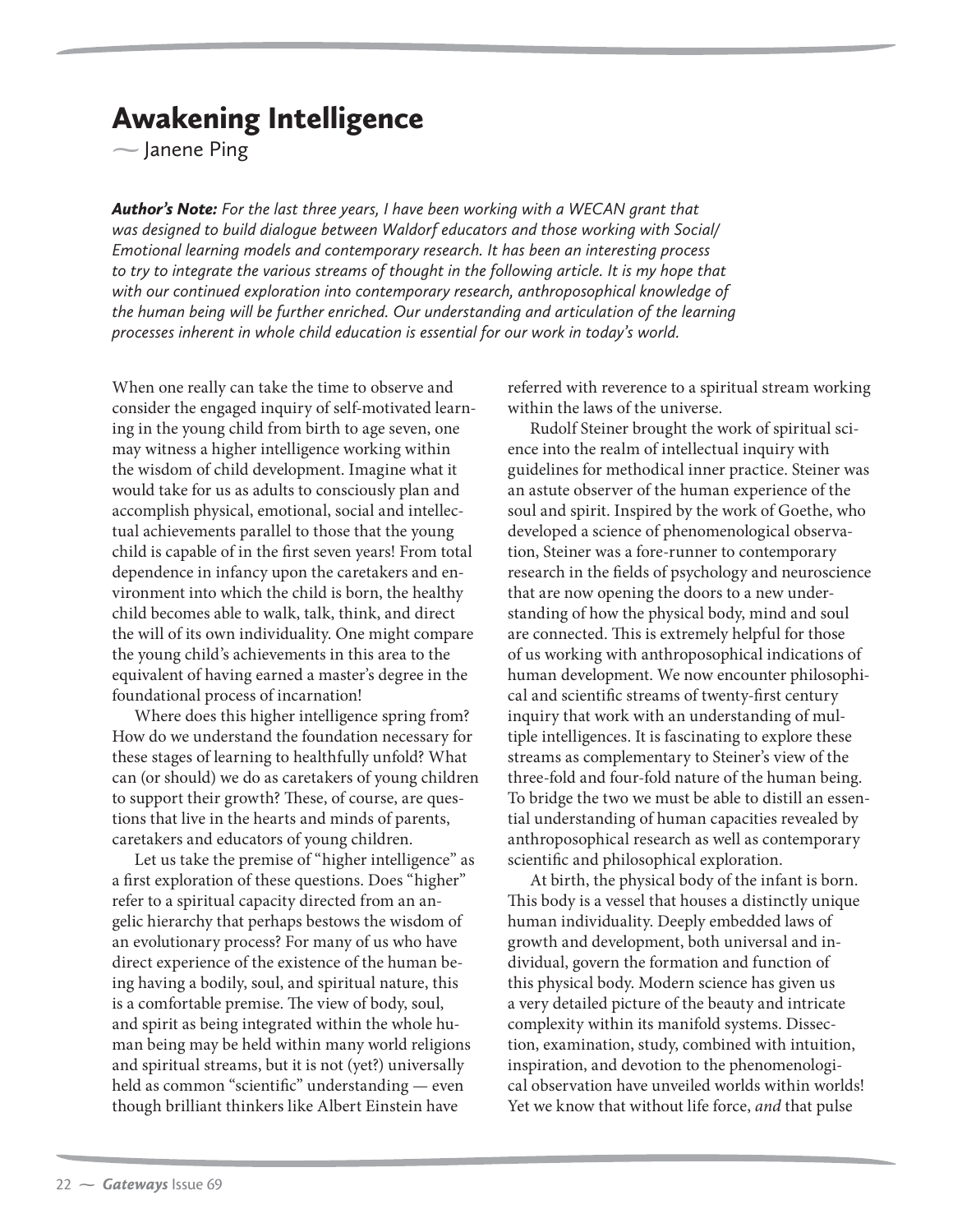# Awakening Intelligence

~ Janene Ping

***Author's Note:*** *For the last three years, I have been working with a WECAN grant that was designed to build dialogue between Waldorf educators and those working with Social/Emotional learning models and contemporary research. It has been an interesting process to try to integrate the various streams of thought in the following article. It is my hope that with our continued exploration into contemporary research, anthroposophical knowledge of the human being will be further enriched. Our understanding and articulation of the learning processes inherent in whole child education is essential for our work in today's world.*

When one really can take the time to observe and consider the engaged inquiry of self-motivated learning in the young child from birth to age seven, one may witness a higher intelligence working within the wisdom of child development. Imagine what it would take for us as adults to consciously plan and accomplish physical, emotional, social and intellectual achievements parallel to those that the young child is capable of in the first seven years! From total dependence in infancy upon the caretakers and environment into which the child is born, the healthy child becomes able to walk, talk, think, and direct the will of its own individuality. One might compare the young child's achievements in this area to the equivalent of having earned a master's degree in the foundational process of incarnation!

Where does this higher intelligence spring from? How do we understand the foundation necessary for these stages of learning to healthfully unfold? What can (or should) we do as caretakers of young children to support their growth? These, of course, are questions that live in the hearts and minds of parents, caretakers and educators of young children.

Let us take the premise of "higher intelligence" as a first exploration of these questions. Does "higher" refer to a spiritual capacity directed from an angelic hierarchy that perhaps bestows the wisdom of an evolutionary process? For many of us who have direct experience of the existence of the human being having a bodily, soul, and spiritual nature, this is a comfortable premise. The view of body, soul, and spirit as being integrated within the whole human being may be held within many world religions and spiritual streams, but it is not (yet?) universally held as common "scientific" understanding — even though brilliant thinkers like Albert Einstein have referred with reverence to a spiritual stream working within the laws of the universe.

Rudolf Steiner brought the work of spiritual science into the realm of intellectual inquiry with guidelines for methodical inner practice. Steiner was an astute observer of the human experience of the soul and spirit. Inspired by the work of Goethe, who developed a science of phenomenological observation, Steiner was a fore-runner to contemporary research in the fields of psychology and neuroscience that are now opening the doors to a new understanding of how the physical body, mind and soul are connected. This is extremely helpful for those of us working with anthroposophical indications of human development. We now encounter philosophical and scientific streams of twenty-first century inquiry that work with an understanding of multiple intelligences. It is fascinating to explore these streams as complementary to Steiner's view of the three-fold and four-fold nature of the human being. To bridge the two we must be able to distill an essential understanding of human capacities revealed by anthroposophical research as well as contemporary scientific and philosophical exploration.

At birth, the physical body of the infant is born. This body is a vessel that houses a distinctly unique human individuality. Deeply embedded laws of growth and development, both universal and individual, govern the formation and function of this physical body. Modern science has given us a very detailed picture of the beauty and intricate complexity within its manifold systems. Dissection, examination, study, combined with intuition, inspiration, and devotion to the phenomenological observation have unveiled worlds within worlds! Yet we know that without life force, *and* that pulse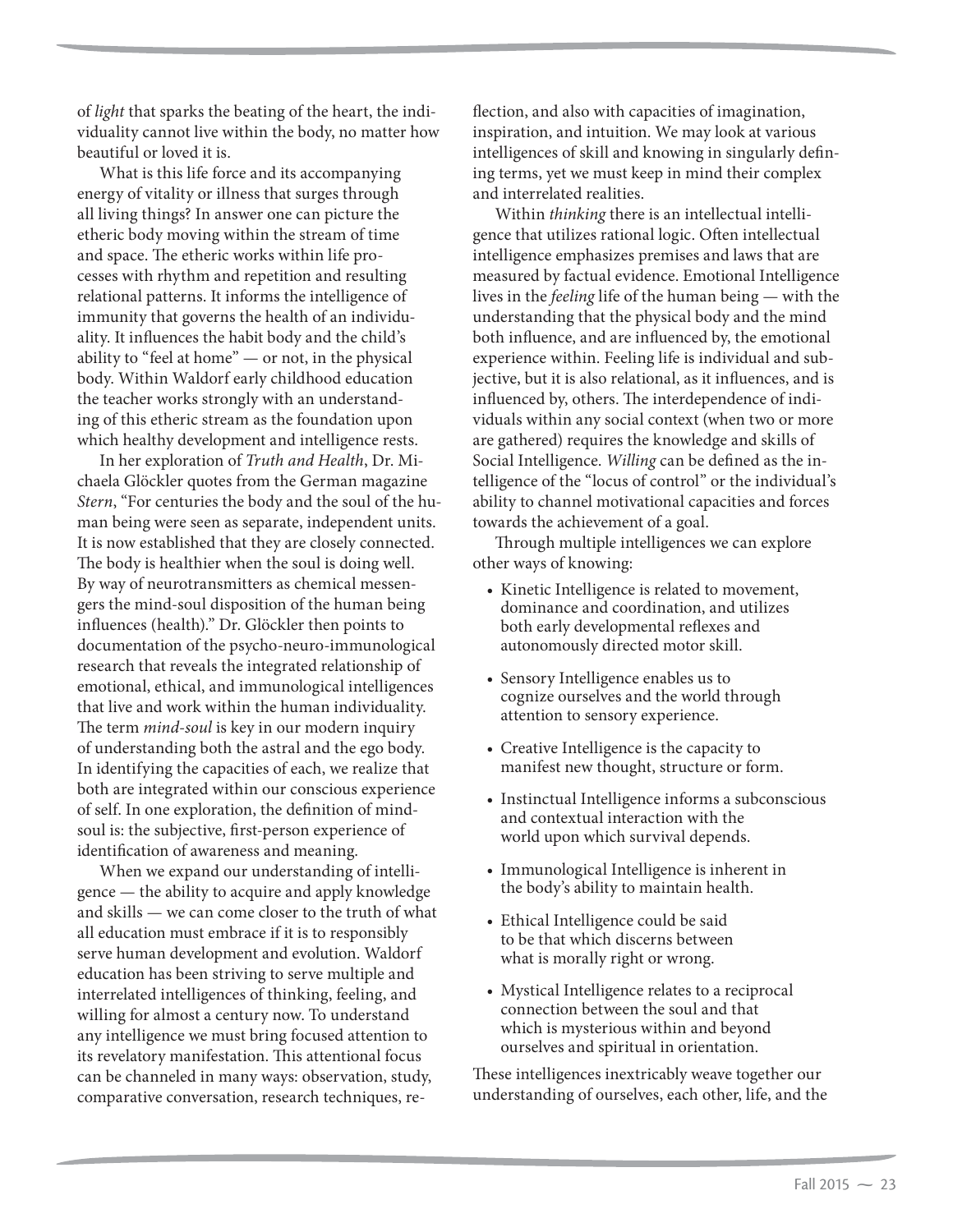of *light* that sparks the beating of the heart, the individuality cannot live within the body, no matter how beautiful or loved it is.

What is this life force and its accompanying energy of vitality or illness that surges through all living things? In answer one can picture the etheric body moving within the stream of time and space. The etheric works within life processes with rhythm and repetition and resulting relational patterns. It informs the intelligence of immunity that governs the health of an individuality. It influences the habit body and the child's ability to "feel at home" — or not, in the physical body. Within Waldorf early childhood education the teacher works strongly with an understanding of this etheric stream as the foundation upon which healthy development and intelligence rests.

In her exploration of *Truth and Health*, Dr. Michaela Glöckler quotes from the German magazine *Stern*, "For centuries the body and the soul of the human being were seen as separate, independent units. It is now established that they are closely connected. The body is healthier when the soul is doing well. By way of neurotransmitters as chemical messengers the mind-soul disposition of the human being influences (health)." Dr. Glöckler then points to documentation of the psycho-neuro-immunological research that reveals the integrated relationship of emotional, ethical, and immunological intelligences that live and work within the human individuality. The term *mind-soul* is key in our modern inquiry of understanding both the astral and the ego body. In identifying the capacities of each, we realize that both are integrated within our conscious experience of self. In one exploration, the definition of mind-soul is: the subjective, first-person experience of identification of awareness and meaning.

When we expand our understanding of intelligence — the ability to acquire and apply knowledge and skills — we can come closer to the truth of what all education must embrace if it is to responsibly serve human development and evolution. Waldorf education has been striving to serve multiple and interrelated intelligences of thinking, feeling, and willing for almost a century now. To understand any intelligence we must bring focused attention to its revelatory manifestation. This attentional focus can be channeled in many ways: observation, study, comparative conversation, research techniques, reflection, and also with capacities of imagination, inspiration, and intuition. We may look at various intelligences of skill and knowing in singularly defining terms, yet we must keep in mind their complex and interrelated realities.

Within *thinking* there is an intellectual intelligence that utilizes rational logic. Often intellectual intelligence emphasizes premises and laws that are measured by factual evidence. Emotional Intelligence lives in the *feeling* life of the human being — with the understanding that the physical body and the mind both influence, and are influenced by, the emotional experience within. Feeling life is individual and subjective, but it is also relational, as it influences, and is influenced by, others. The interdependence of individuals within any social context (when two or more are gathered) requires the knowledge and skills of Social Intelligence. *Willing* can be defined as the intelligence of the "locus of control" or the individual's ability to channel motivational capacities and forces towards the achievement of a goal.

Through multiple intelligences we can explore other ways of knowing:

- Kinetic Intelligence is related to movement, dominance and coordination, and utilizes both early developmental reflexes and autonomously directed motor skill.
- Sensory Intelligence enables us to cognize ourselves and the world through attention to sensory experience.
- Creative Intelligence is the capacity to manifest new thought, structure or form.
- Instinctual Intelligence informs a subconscious and contextual interaction with the world upon which survival depends.
- Immunological Intelligence is inherent in the body's ability to maintain health.
- Ethical Intelligence could be said to be that which discerns between what is morally right or wrong.
- Mystical Intelligence relates to a reciprocal connection between the soul and that which is mysterious within and beyond ourselves and spiritual in orientation.

These intelligences inextricably weave together our understanding of ourselves, each other, life, and the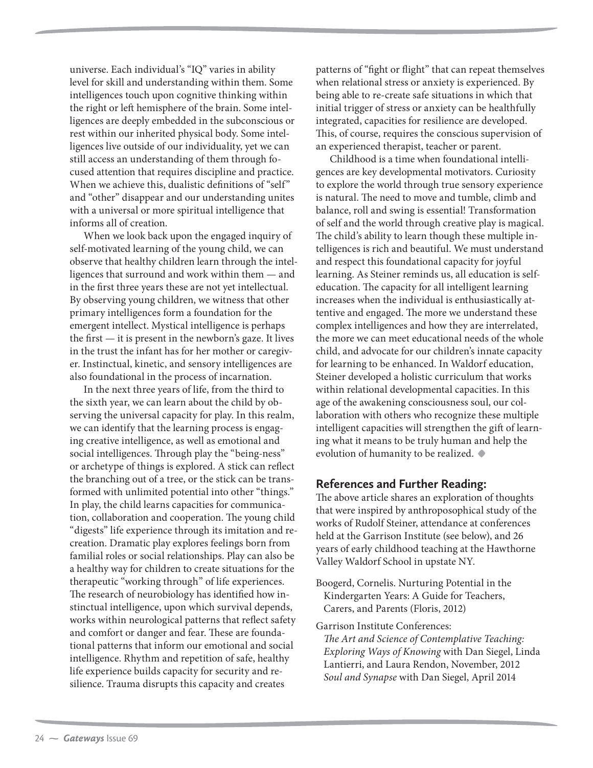universe. Each individual's "IQ" varies in ability level for skill and understanding within them. Some intelligences touch upon cognitive thinking within the right or left hemisphere of the brain. Some intelligences are deeply embedded in the subconscious or rest within our inherited physical body. Some intelligences live outside of our individuality, yet we can still access an understanding of them through focused attention that requires discipline and practice. When we achieve this, dualistic definitions of "self" and "other" disappear and our understanding unites with a universal or more spiritual intelligence that informs all of creation.

When we look back upon the engaged inquiry of self-motivated learning of the young child, we can observe that healthy children learn through the intelligences that surround and work within them — and in the first three years these are not yet intellectual. By observing young children, we witness that other primary intelligences form a foundation for the emergent intellect. Mystical intelligence is perhaps the first — it is present in the newborn's gaze. It lives in the trust the infant has for her mother or caregiver. Instinctual, kinetic, and sensory intelligences are also foundational in the process of incarnation.

In the next three years of life, from the third to the sixth year, we can learn about the child by observing the universal capacity for play. In this realm, we can identify that the learning process is engaging creative intelligence, as well as emotional and social intelligences. Through play the "being-ness" or archetype of things is explored. A stick can reflect the branching out of a tree, or the stick can be transformed with unlimited potential into other "things." In play, the child learns capacities for communication, collaboration and cooperation. The young child "digests" life experience through its imitation and recreation. Dramatic play explores feelings born from familial roles or social relationships. Play can also be a healthy way for children to create situations for the therapeutic "working through" of life experiences. The research of neurobiology has identified how instinctual intelligence, upon which survival depends, works within neurological patterns that reflect safety and comfort or danger and fear. These are foundational patterns that inform our emotional and social intelligence. Rhythm and repetition of safe, healthy life experience builds capacity for security and resilience. Trauma disrupts this capacity and creates patterns of "fight or flight" that can repeat themselves when relational stress or anxiety is experienced. By being able to re-create safe situations in which that initial trigger of stress or anxiety can be healthfully integrated, capacities for resilience are developed. This, of course, requires the conscious supervision of an experienced therapist, teacher or parent.

Childhood is a time when foundational intelligences are key developmental motivators. Curiosity to explore the world through true sensory experience is natural. The need to move and tumble, climb and balance, roll and swing is essential! Transformation of self and the world through creative play is magical. The child's ability to learn though these multiple intelligences is rich and beautiful. We must understand and respect this foundational capacity for joyful learning. As Steiner reminds us, all education is self-education. The capacity for all intelligent learning increases when the individual is enthusiastically attentive and engaged. The more we understand these complex intelligences and how they are interrelated, the more we can meet educational needs of the whole child, and advocate for our children's innate capacity for learning to be enhanced. In Waldorf education, Steiner developed a holistic curriculum that works within relational developmental capacities. In this age of the awakening consciousness soul, our collaboration with others who recognize these multiple intelligent capacities will strengthen the gift of learning what it means to be truly human and help the evolution of humanity to be realized. ◆

## References and Further Reading:

The above article shares an exploration of thoughts that were inspired by anthroposophical study of the works of Rudolf Steiner, attendance at conferences held at the Garrison Institute (see below), and 26 years of early childhood teaching at the Hawthorne Valley Waldorf School in upstate NY.

Boogerd, Cornelis. Nurturing Potential in the Kindergarten Years: A Guide for Teachers, Carers, and Parents (Floris, 2012)

Garrison Institute Conferences:
*The Art and Science of Contemplative Teaching: Exploring Ways of Knowing* with Dan Siegel, Linda Lantierri, and Laura Rendon, November, 2012
*Soul and Synapse* with Dan Siegel, April 2014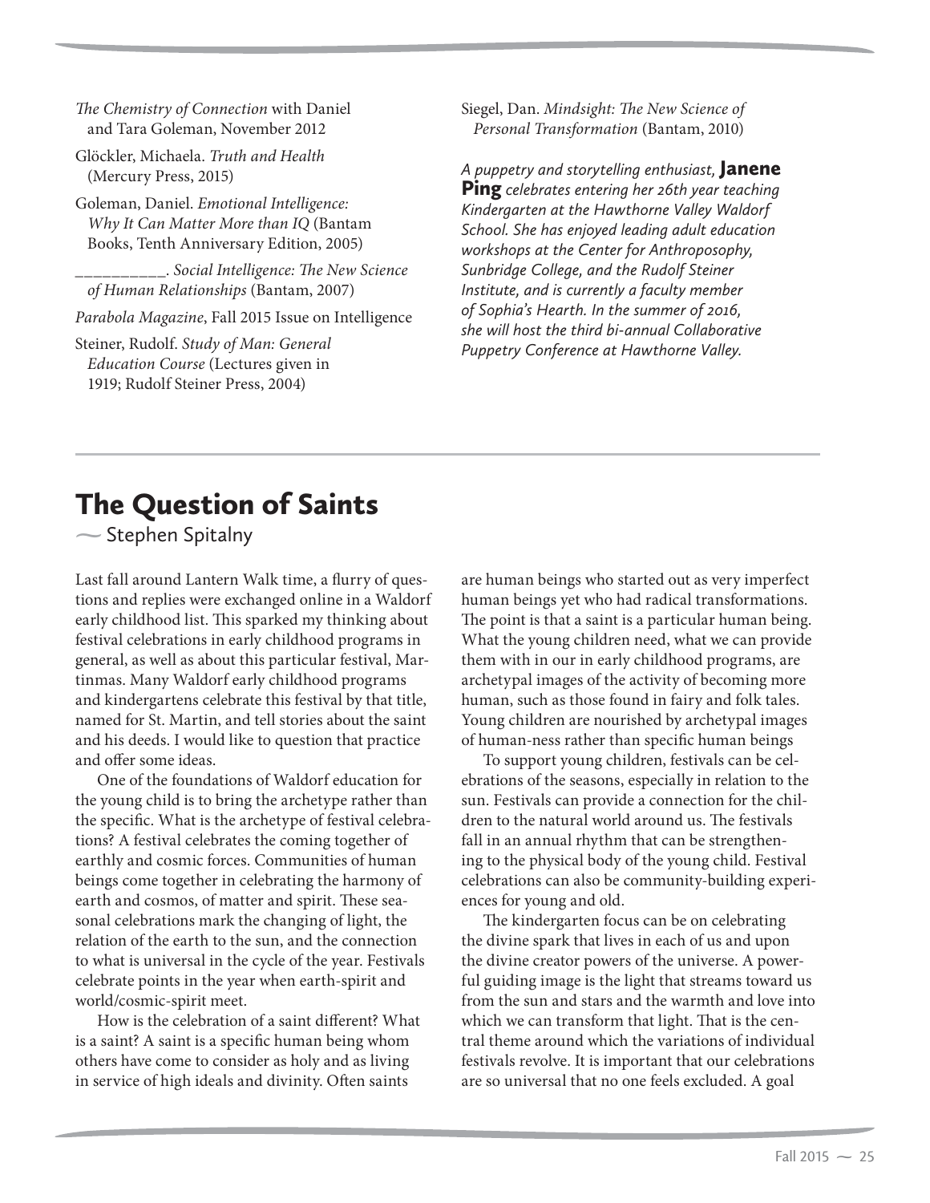*The Chemistry of Connection* with Daniel and Tara Goleman, November 2012

Glöckler, Michaela. *Truth and Health* (Mercury Press, 2015)

Goleman, Daniel. *Emotional Intelligence: Why It Can Matter More than IQ* (Bantam Books, Tenth Anniversary Edition, 2005)

__________. *Social Intelligence: The New Science of Human Relationships* (Bantam, 2007)

*Parabola Magazine*, Fall 2015 Issue on Intelligence

Steiner, Rudolf. *Study of Man: General Education Course* (Lectures given in 1919; Rudolf Steiner Press, 2004)

Siegel, Dan. *Mindsight: The New Science of Personal Transformation* (Bantam, 2010)

*A puppetry and storytelling enthusiast,* **Janene Ping** *celebrates entering her 26th year teaching Kindergarten at the Hawthorne Valley Waldorf School. She has enjoyed leading adult education workshops at the Center for Anthroposophy, Sunbridge College, and the Rudolf Steiner Institute, and is currently a faculty member of Sophia's Hearth. In the summer of 2016, she will host the third bi-annual Collaborative Puppetry Conference at Hawthorne Valley.*

# The Question of Saints

~ Stephen Spitalny

Last fall around Lantern Walk time, a flurry of questions and replies were exchanged online in a Waldorf early childhood list. This sparked my thinking about festival celebrations in early childhood programs in general, as well as about this particular festival, Martinmas. Many Waldorf early childhood programs and kindergartens celebrate this festival by that title, named for St. Martin, and tell stories about the saint and his deeds. I would like to question that practice and offer some ideas.

One of the foundations of Waldorf education for the young child is to bring the archetype rather than the specific. What is the archetype of festival celebrations? A festival celebrates the coming together of earthly and cosmic forces. Communities of human beings come together in celebrating the harmony of earth and cosmos, of matter and spirit. These seasonal celebrations mark the changing of light, the relation of the earth to the sun, and the connection to what is universal in the cycle of the year. Festivals celebrate points in the year when earth-spirit and world/cosmic-spirit meet.

How is the celebration of a saint different? What is a saint? A saint is a specific human being whom others have come to consider as holy and as living in service of high ideals and divinity. Often saints are human beings who started out as very imperfect human beings yet who had radical transformations. The point is that a saint is a particular human being. What the young children need, what we can provide them with in our in early childhood programs, are archetypal images of the activity of becoming more human, such as those found in fairy and folk tales. Young children are nourished by archetypal images of human-ness rather than specific human beings

To support young children, festivals can be celebrations of the seasons, especially in relation to the sun. Festivals can provide a connection for the children to the natural world around us. The festivals fall in an annual rhythm that can be strengthening to the physical body of the young child. Festival celebrations can also be community-building experiences for young and old.

The kindergarten focus can be on celebrating the divine spark that lives in each of us and upon the divine creator powers of the universe. A powerful guiding image is the light that streams toward us from the sun and stars and the warmth and love into which we can transform that light. That is the central theme around which the variations of individual festivals revolve. It is important that our celebrations are so universal that no one feels excluded. A goal